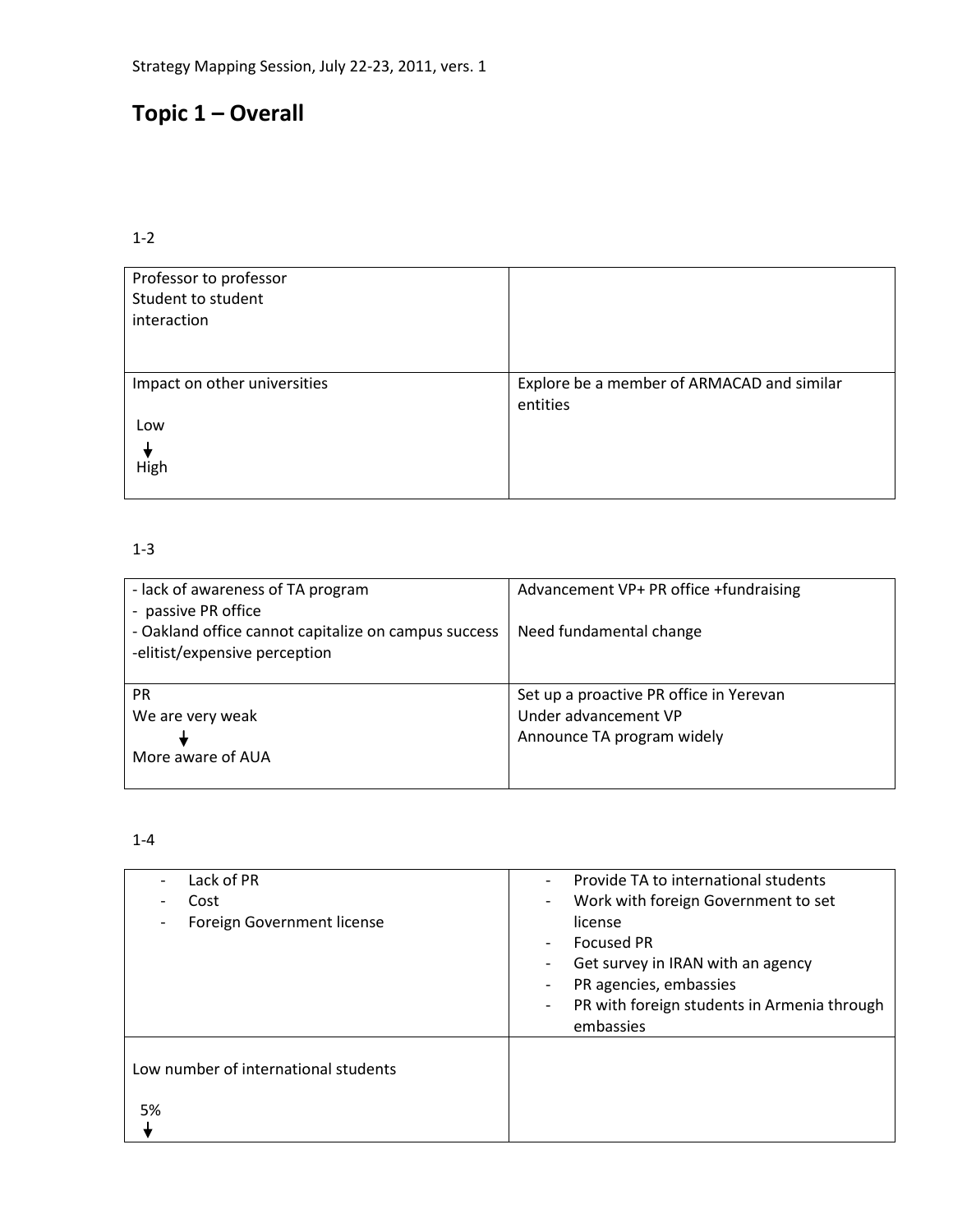Strategy Mapping Session, July 22-23, 2011, vers. 1

# Topic 1 – Overall

1-2

| Professor to professor<br>Student to student<br>interaction | |
|---|---|
| Impact on other universities<br><br>Low<br>↓<br>High | Explore be a member of ARMACAD and similar entities |

1-3

| - lack of awareness of TA program<br>- passive PR office<br>- Oakland office cannot capitalize on campus success<br>-elitist/expensive perception | Advancement VP+ PR office +fundraising<br><br>Need fundamental change |
|---|---|
| PR<br>We are very weak<br>↓<br>More aware of AUA | Set up a proactive PR office in Yerevan<br>Under advancement VP<br>Announce TA program widely |

1-4

| - Lack of PR<br>- Cost<br>- Foreign Government license | - Provide TA to international students<br>- Work with foreign Government to set license<br>- Focused PR<br>- Get survey in IRAN with an agency<br>- PR agencies, embassies<br>- PR with foreign students in Armenia through embassies |
|---|---|
| Low number of international students<br><br>5%<br>↓ | |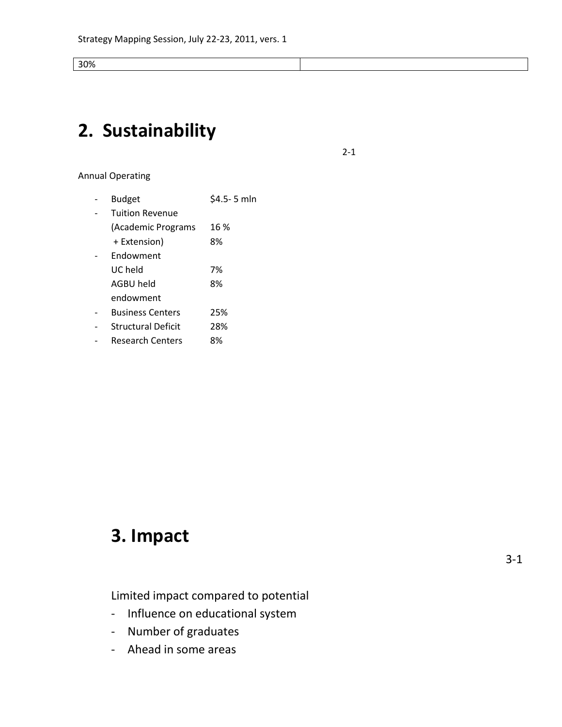| 30% | |
|---|---|

## 2. Sustainability

2-1

Annual Operating

- Budget $4.5- 5 mln
- Tuition Revenue
  (Academic Programs 16 %
  + Extension) 8%
- Endowment
  UC held 7%
  AGBU held endowment 8%
- Business Centers 25%
- Structural Deficit 28%
- Research Centers 8%

## 3. Impact

3-1

Limited impact compared to potential

- Influence on educational system
- Number of graduates
- Ahead in some areas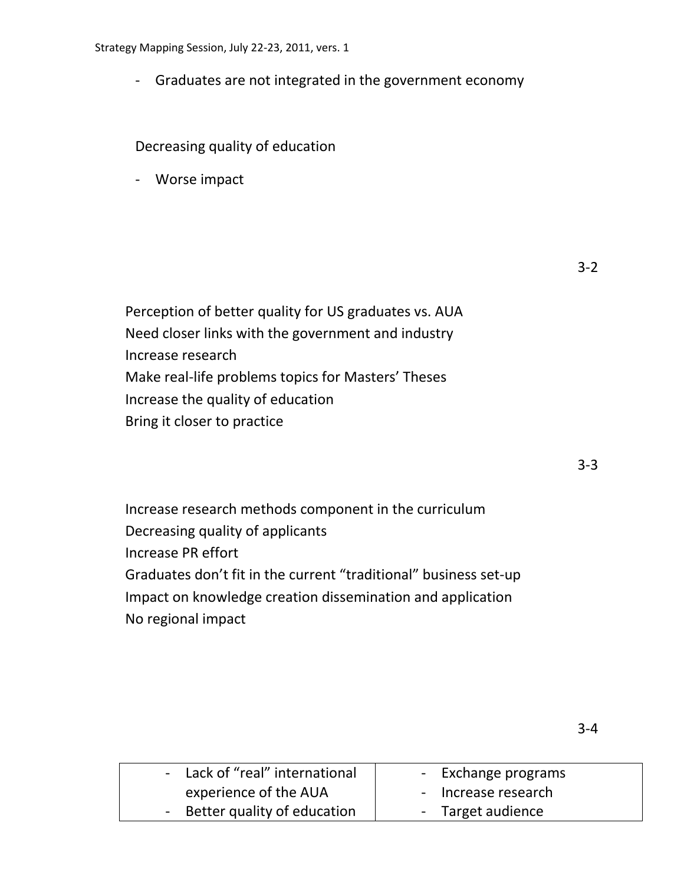- Graduates are not integrated in the government economy

Decreasing quality of education

- Worse impact

3-2

Perception of better quality for US graduates vs. AUA
Need closer links with the government and industry
Increase research
Make real-life problems topics for Masters' Theses
Increase the quality of education
Bring it closer to practice

3-3

Increase research methods component in the curriculum
Decreasing quality of applicants
Increase PR effort
Graduates don't fit in the current "traditional" business set-up
Impact on knowledge creation dissemination and application
No regional impact

3-4

| - Lack of "real" international experience of the AUA<br>- Better quality of education | - Exchange programs<br>- Increase research<br>- Target audience |
|---|---|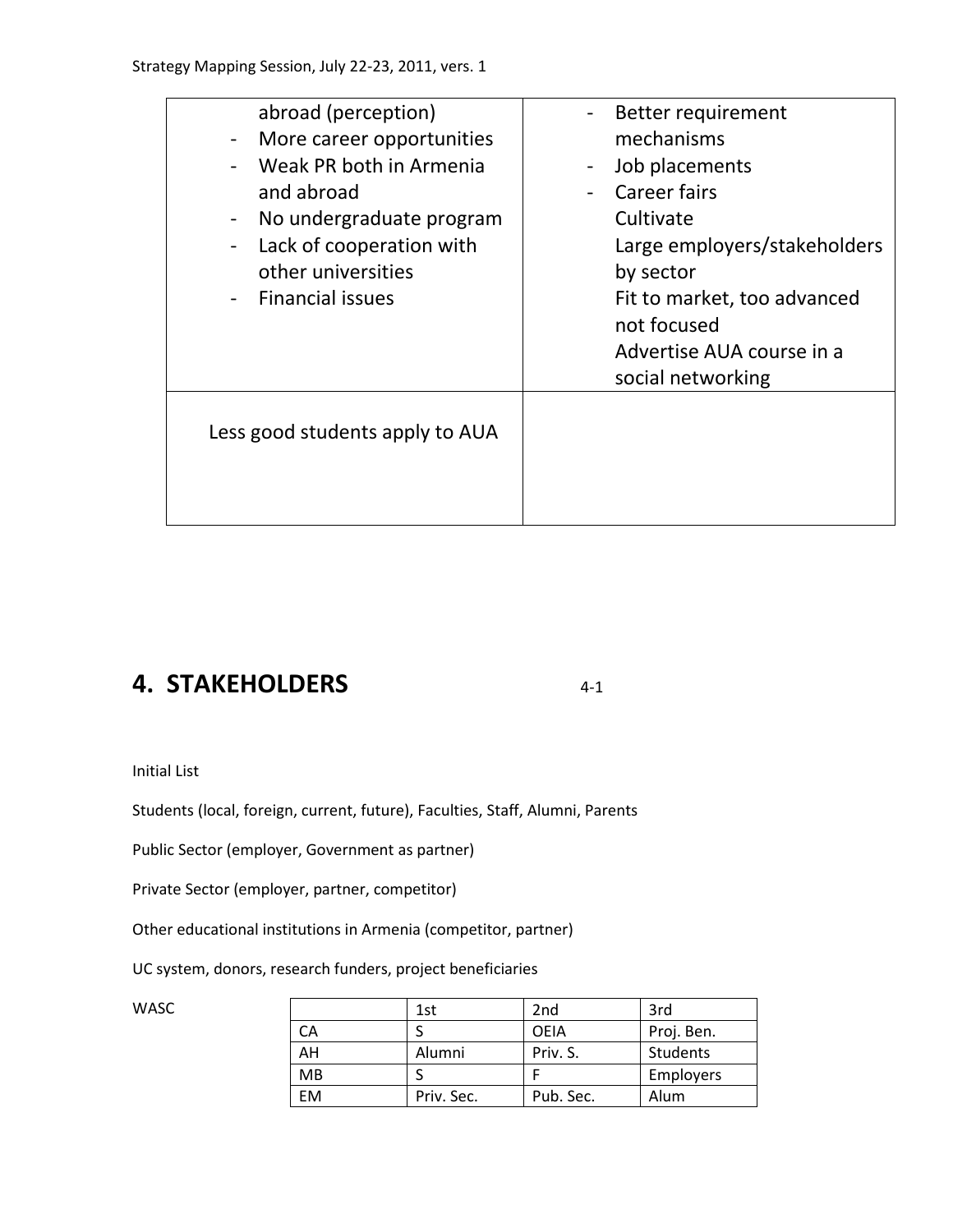| | |
|---|---|
| abroad (perception)<br>- More career opportunities<br>- Weak PR both in Armenia and abroad<br>- No undergraduate program<br>- Lack of cooperation with other universities<br>- Financial issues | - Better requirement mechanisms<br>- Job placements<br>- Career fairs<br>Cultivate<br>Large employers/stakeholders by sector<br>Fit to market, too advanced not focused<br>Advertise AUA course in a social networking |
| Less good students apply to AUA | |

# 4. STAKEHOLDERS

4-1

Initial List

Students (local, foreign, current, future), Faculties, Staff, Alumni, Parents

Public Sector (employer, Government as partner)

Private Sector (employer, partner, competitor)

Other educational institutions in Armenia (competitor, partner)

UC system, donors, research funders, project beneficiaries

WASC

| | 1st | 2nd | 3rd |
|---|---|---|---|
| CA | S | OEIA | Proj. Ben. |
| AH | Alumni | Priv. S. | Students |
| MB | S | F | Employers |
| EM | Priv. Sec. | Pub. Sec. | Alum |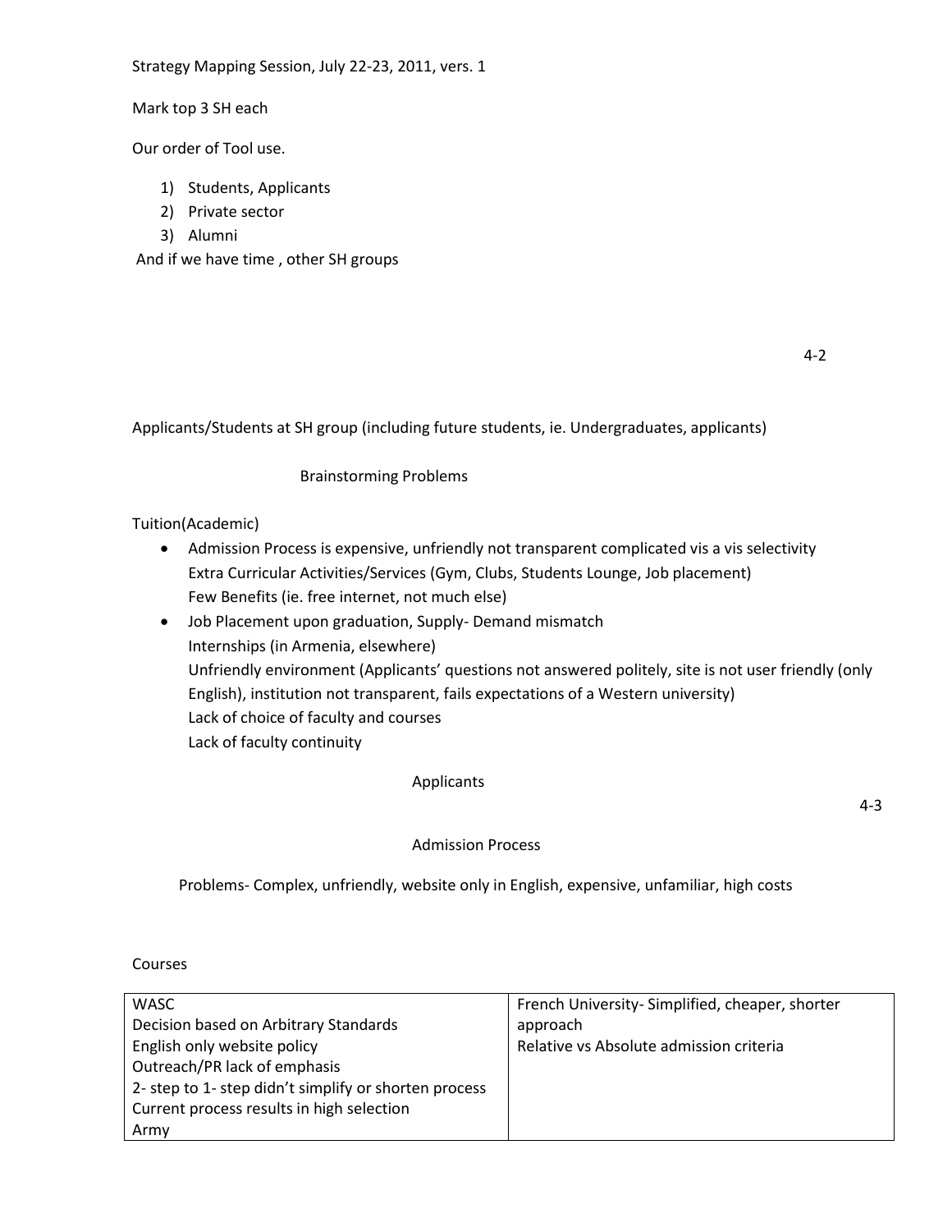Strategy Mapping Session, July 22-23, 2011, vers. 1

Mark top 3 SH each

Our order of Tool use.

1) Students, Applicants
2) Private sector
3) Alumni

And if we have time , other SH groups

4-2

Applicants/Students at SH group (including future students, ie. Undergraduates, applicants)

Brainstorming Problems

Tuition(Academic)

- Admission Process is expensive, unfriendly not transparent complicated vis a vis selectivity
  Extra Curricular Activities/Services (Gym, Clubs, Students Lounge, Job placement)
  Few Benefits (ie. free internet, not much else)
- Job Placement upon graduation, Supply- Demand mismatch
  Internships (in Armenia, elsewhere)
  Unfriendly environment (Applicants' questions not answered politely, site is not user friendly (only English), institution not transparent, fails expectations of a Western university)
  Lack of choice of faculty and courses
  Lack of faculty continuity

Applicants

4-3

Admission Process

Problems- Complex, unfriendly, website only in English, expensive, unfamiliar, high costs

Courses

| | |
|---|---|
| WASC<br>Decision based on Arbitrary Standards<br>English only website policy<br>Outreach/PR lack of emphasis<br>2- step to 1- step didn't simplify or shorten process<br>Current process results in high selection<br>Army | French University- Simplified, cheaper, shorter approach<br>Relative vs Absolute admission criteria |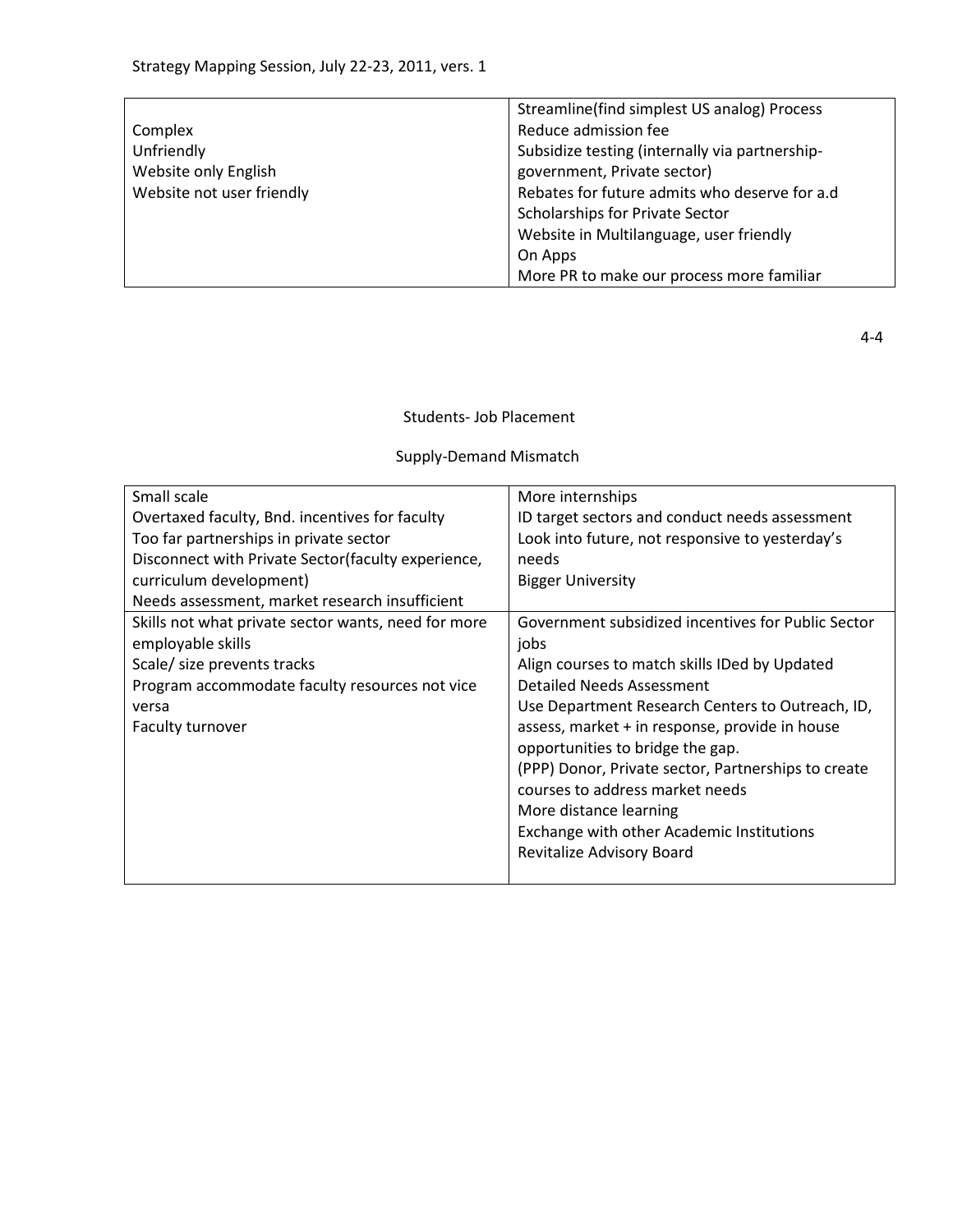| | |
|---|---|
| Complex<br>Unfriendly<br>Website only English<br>Website not user friendly | Streamline(find simplest US analog) Process<br>Reduce admission fee<br>Subsidize testing (internally via partnership-government, Private sector)<br>Rebates for future admits who deserve for a.d<br>Scholarships for Private Sector<br>Website in Multilanguage, user friendly<br>On Apps<br>More PR to make our process more familiar |

4-4

Students- Job Placement

Supply-Demand Mismatch

| | |
|---|---|
| Small scale<br>Overtaxed faculty, Bnd. incentives for faculty<br>Too far partnerships in private sector<br>Disconnect with Private Sector(faculty experience, curriculum development)<br>Needs assessment, market research insufficient | More internships<br>ID target sectors and conduct needs assessment<br>Look into future, not responsive to yesterday's needs<br>Bigger University |
| Skills not what private sector wants, need for more employable skills<br>Scale/ size prevents tracks<br>Program accommodate faculty resources not vice versa<br>Faculty turnover | Government subsidized incentives for Public Sector jobs<br>Align courses to match skills IDed by Updated Detailed Needs Assessment<br>Use Department Research Centers to Outreach, ID, assess, market + in response, provide in house opportunities to bridge the gap.<br>(PPP) Donor, Private sector, Partnerships to create courses to address market needs<br>More distance learning<br>Exchange with other Academic Institutions<br>Revitalize Advisory Board |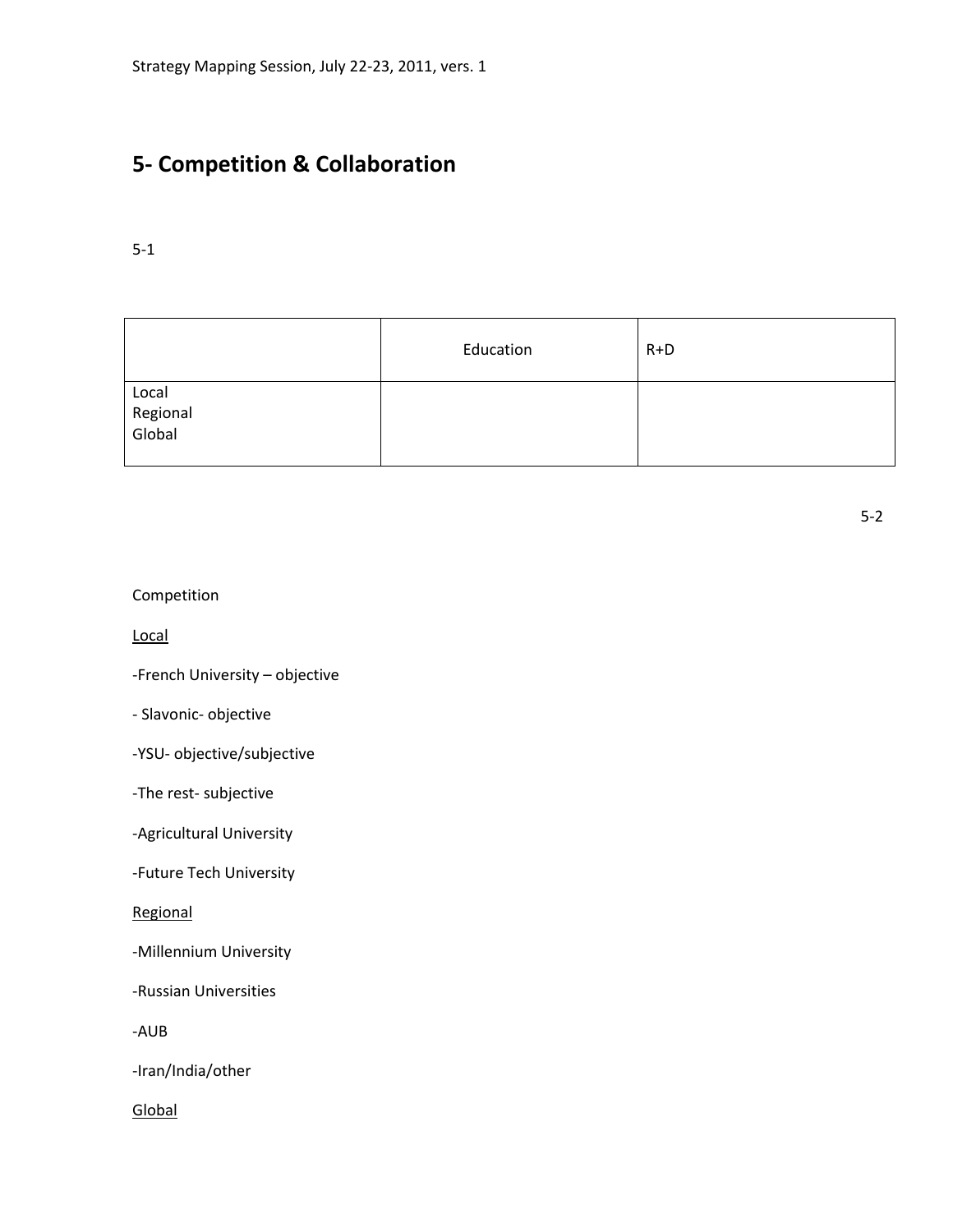## 5- Competition & Collaboration

5-1

| | Education | R+D |
|---|---|---|
| Local<br>Regional<br>Global | | |

5-2

Competition

<u>Local</u>

-French University – objective

- Slavonic- objective

-YSU- objective/subjective

-The rest- subjective

-Agricultural University

-Future Tech University

<u>Regional</u>

-Millennium University

-Russian Universities

-AUB

-Iran/India/other

<u>Global</u>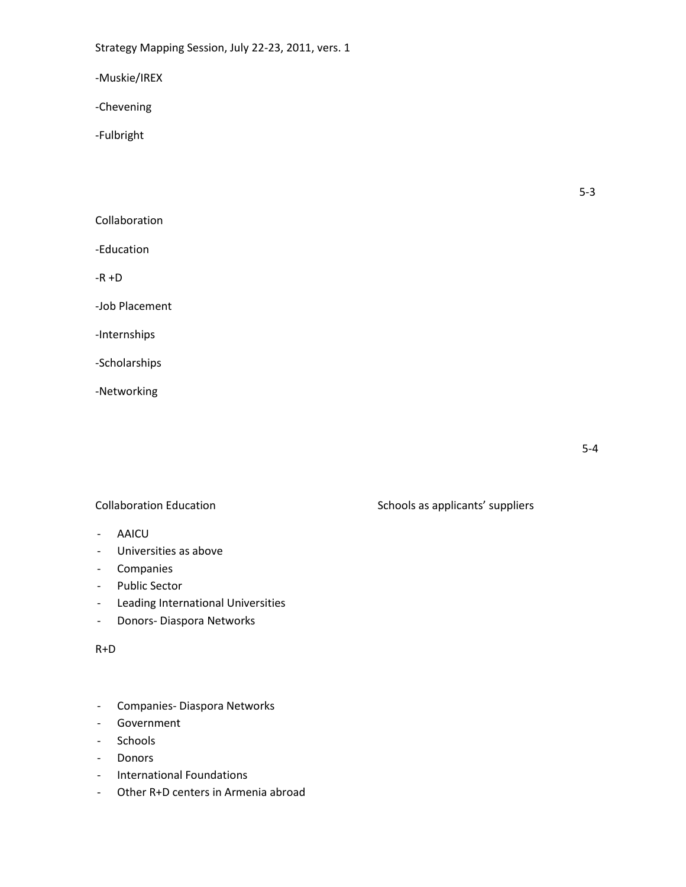Strategy Mapping Session, July 22-23, 2011, vers. 1

-Muskie/IREX

-Chevening

-Fulbright

5-3

Collaboration

-Education

-R +D

-Job Placement

-Internships

-Scholarships

-Networking

5-4

Collaboration Education

Schools as applicants' suppliers

- AAICU
- Universities as above
- Companies
- Public Sector
- Leading International Universities
- Donors- Diaspora Networks

R+D

- Companies- Diaspora Networks
- Government
- Schools
- Donors
- International Foundations
- Other R+D centers in Armenia abroad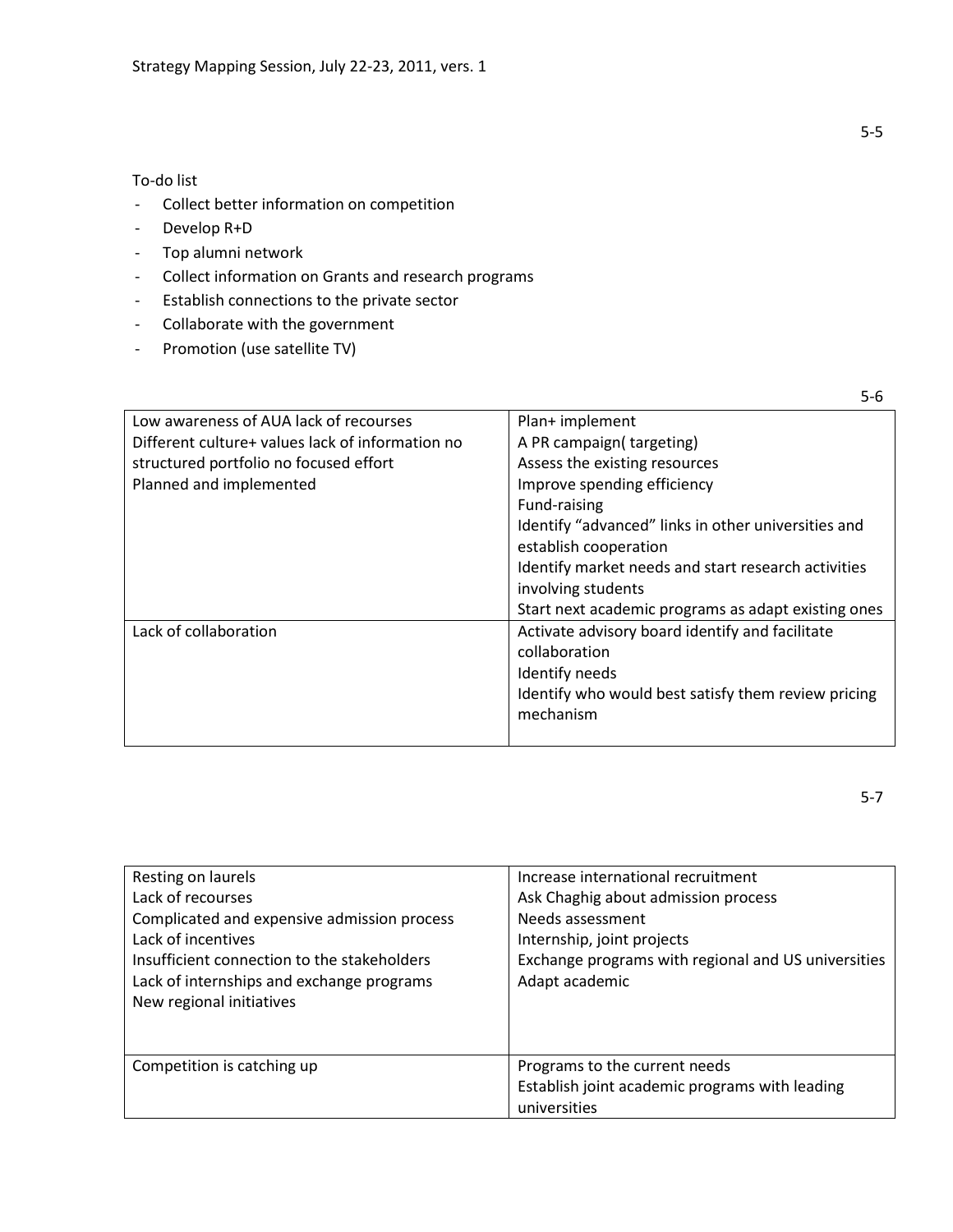5-5

To-do list

- Collect better information on competition
- Develop R+D
- Top alumni network
- Collect information on Grants and research programs
- Establish connections to the private sector
- Collaborate with the government
- Promotion (use satellite TV)

5-6

| | |
|---|---|
| Low awareness of AUA lack of recourses<br>Different culture+ values lack of information no structured portfolio no focused effort<br>Planned and implemented | Plan+ implement<br>A PR campaign( targeting)<br>Assess the existing resources<br>Improve spending efficiency<br>Fund-raising<br>Identify "advanced" links in other universities and establish cooperation<br>Identify market needs and start research activities involving students<br>Start next academic programs as adapt existing ones |
| Lack of collaboration | Activate advisory board identify and facilitate collaboration<br>Identify needs<br>Identify who would best satisfy them review pricing mechanism |

5-7

| | |
|---|---|
| Resting on laurels<br>Lack of recourses<br>Complicated and expensive admission process<br>Lack of incentives<br>Insufficient connection to the stakeholders<br>Lack of internships and exchange programs<br>New regional initiatives | Increase international recruitment<br>Ask Chaghig about admission process<br>Needs assessment<br>Internship, joint projects<br>Exchange programs with regional and US universities<br>Adapt academic |
| Competition is catching up | Programs to the current needs<br>Establish joint academic programs with leading universities |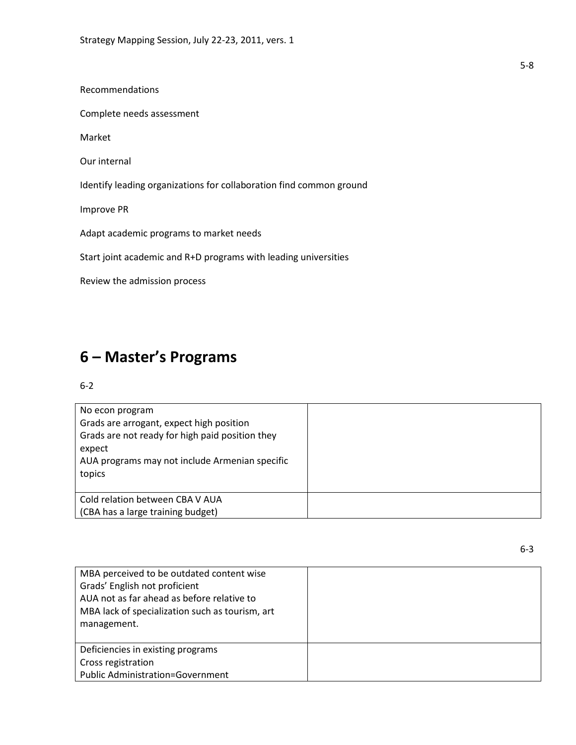5-8

Recommendations

Complete needs assessment

Market

Our internal

Identify leading organizations for collaboration find common ground

Improve PR

Adapt academic programs to market needs

Start joint academic and R+D programs with leading universities

Review the admission process

# 6 – Master's Programs

6-2

| | |
|---|---|
| No econ program<br>Grads are arrogant, expect high position<br>Grads are not ready for high paid position they expect<br>AUA programs may not include Armenian specific topics | |
| Cold relation between CBA V AUA<br>(CBA has a large training budget) | |

6-3

| | |
|---|---|
| MBA perceived to be outdated content wise<br>Grads' English not proficient<br>AUA not as far ahead as before relative to<br>MBA lack of specialization such as tourism, art management. | |
| Deficiencies in existing programs<br>Cross registration<br>Public Administration=Government | |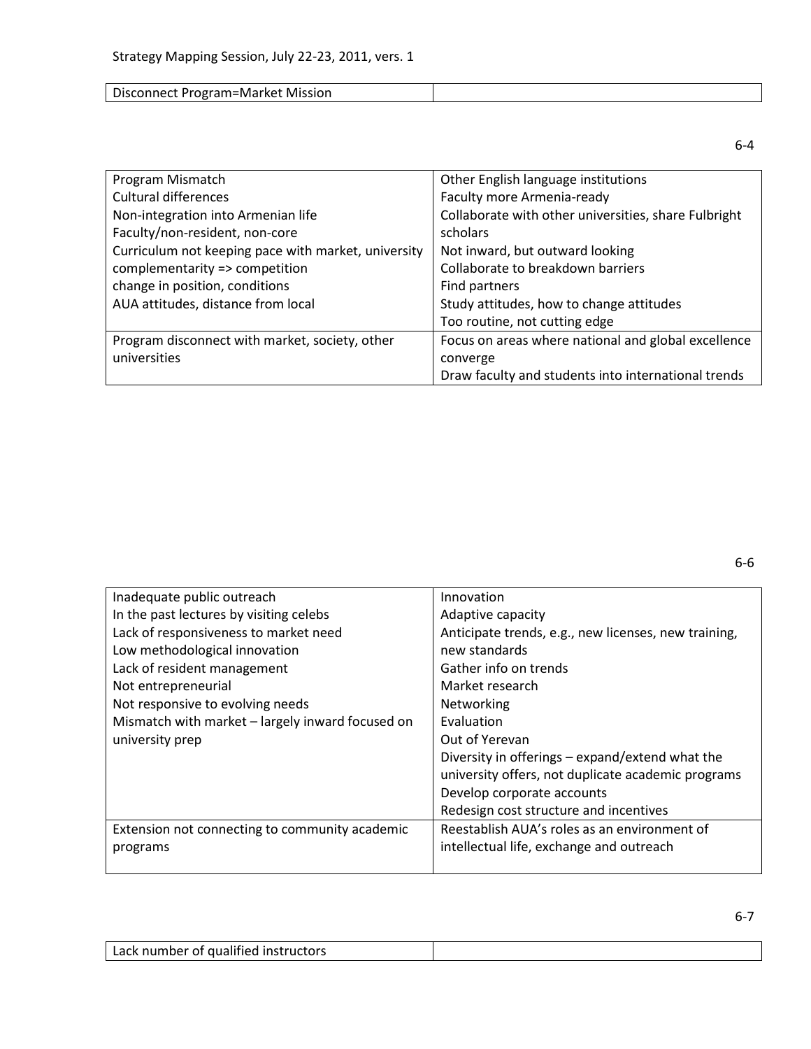| Disconnect Program=Market Mission | |
|---|---|

6-4

| Program Mismatch<br>Cultural differences<br>Non-integration into Armenian life<br>Faculty/non-resident, non-core<br>Curriculum not keeping pace with market, university complementarity => competition<br>change in position, conditions<br>AUA attitudes, distance from local | Other English language institutions<br>Faculty more Armenia-ready<br>Collaborate with other universities, share Fulbright scholars<br>Not inward, but outward looking<br>Collaborate to breakdown barriers<br>Find partners<br>Study attitudes, how to change attitudes<br>Too routine, not cutting edge |
|---|---|
| Program disconnect with market, society, other universities | Focus on areas where national and global excellence converge<br>Draw faculty and students into international trends |

6-6

| Inadequate public outreach<br>In the past lectures by visiting celebs<br>Lack of responsiveness to market need<br>Low methodological innovation<br>Lack of resident management<br>Not entrepreneurial<br>Not responsive to evolving needs<br>Mismatch with market – largely inward focused on university prep | Innovation<br>Adaptive capacity<br>Anticipate trends, e.g., new licenses, new training, new standards<br>Gather info on trends<br>Market research<br>Networking<br>Evaluation<br>Out of Yerevan<br>Diversity in offerings – expand/extend what the university offers, not duplicate academic programs<br>Develop corporate accounts<br>Redesign cost structure and incentives |
|---|---|
| Extension not connecting to community academic programs | Reestablish AUA's roles as an environment of intellectual life, exchange and outreach |

6-7

| Lack number of qualified instructors | |
|---|---|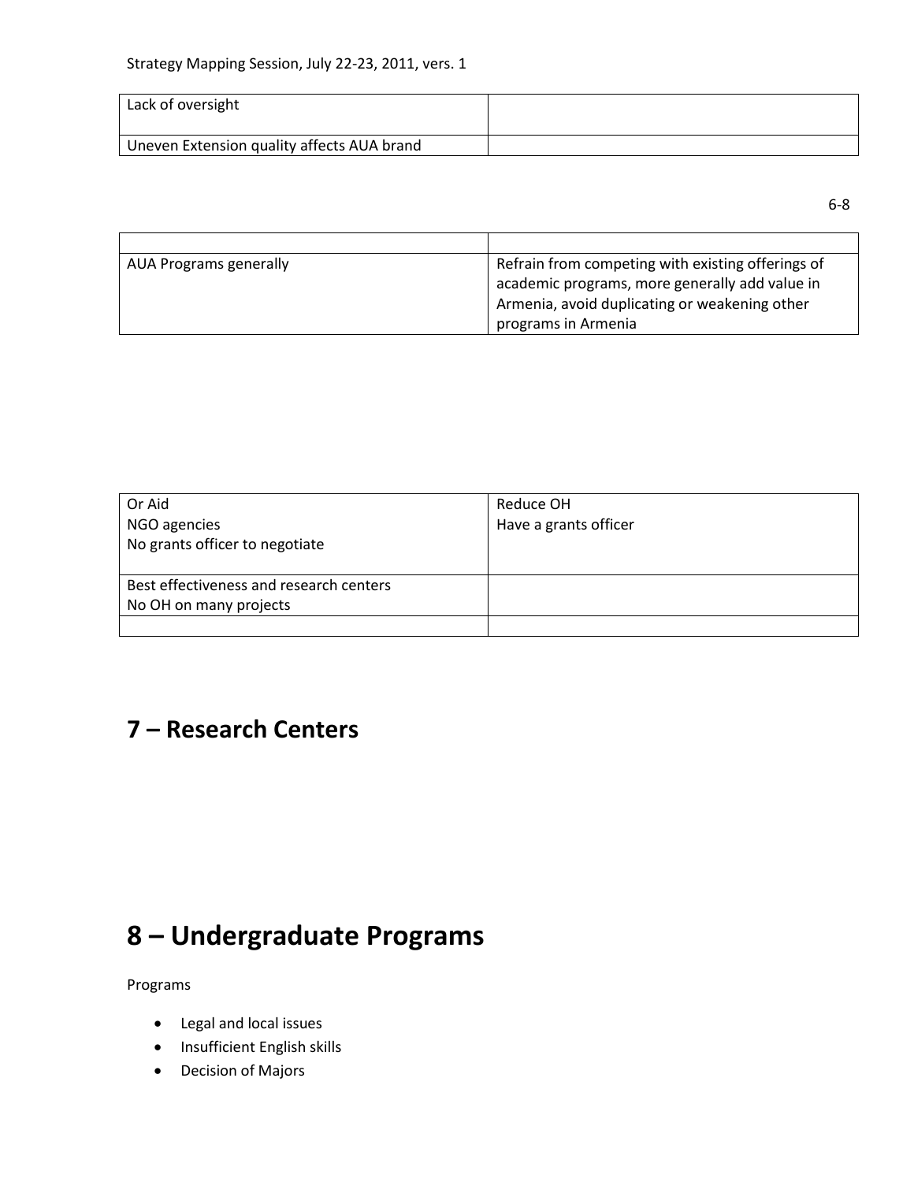| Lack of oversight | |
|---|---|
| Uneven Extension quality affects AUA brand | |

6-8

| | |
|---|---|
| AUA Programs generally | Refrain from competing with existing offerings of academic programs, more generally add value in Armenia, avoid duplicating or weakening other programs in Armenia |

| Or Aid<br>NGO agencies<br>No grants officer to negotiate | Reduce OH<br>Have a grants officer |
|---|---|
| Best effectiveness and research centers<br>No OH on many projects | |
| | |

# 7 – Research Centers

# 8 – Undergraduate Programs

Programs

- Legal and local issues
- Insufficient English skills
- Decision of Majors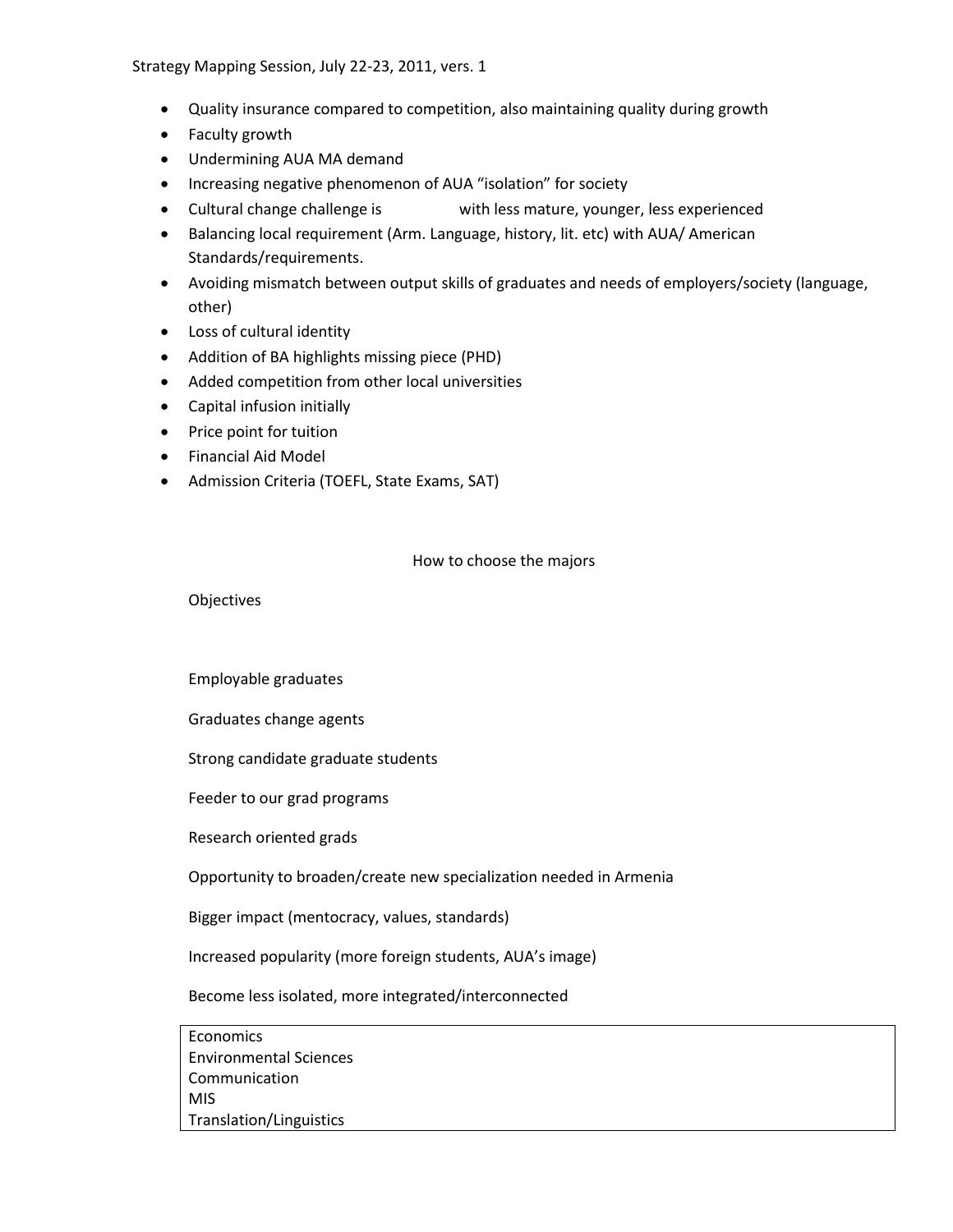Strategy Mapping Session, July 22-23, 2011, vers. 1

- Quality insurance compared to competition, also maintaining quality during growth
- Faculty growth
- Undermining AUA MA demand
- Increasing negative phenomenon of AUA "isolation" for society
- Cultural change challenge is with less mature, younger, less experienced
- Balancing local requirement (Arm. Language, history, lit. etc) with AUA/ American Standards/requirements.
- Avoiding mismatch between output skills of graduates and needs of employers/society (language, other)
- Loss of cultural identity
- Addition of BA highlights missing piece (PHD)
- Added competition from other local universities
- Capital infusion initially
- Price point for tuition
- Financial Aid Model
- Admission Criteria (TOEFL, State Exams, SAT)

How to choose the majors

Objectives

Employable graduates

Graduates change agents

Strong candidate graduate students

Feeder to our grad programs

Research oriented grads

Opportunity to broaden/create new specialization needed in Armenia

Bigger impact (mentocracy, values, standards)

Increased popularity (more foreign students, AUA's image)

Become less isolated, more integrated/interconnected

| |
|---|
| Economics<br>Environmental Sciences<br>Communication<br>MIS<br>Translation/Linguistics |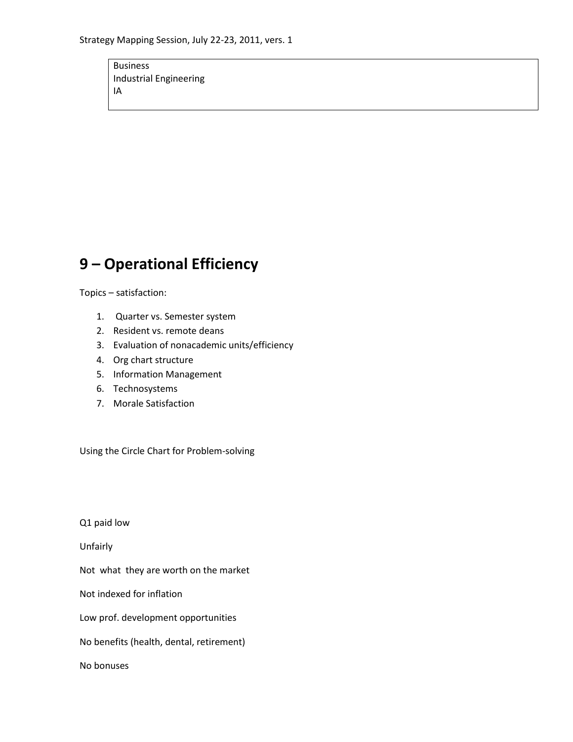Business
Industrial Engineering
IA

## 9 – Operational Efficiency

Topics – satisfaction:

1. Quarter vs. Semester system
2. Resident vs. remote deans
3. Evaluation of nonacademic units/efficiency
4. Org chart structure
5. Information Management
6. Technosystems
7. Morale Satisfaction

Using the Circle Chart for Problem-solving

Q1 paid low

Unfairly

Not what they are worth on the market

Not indexed for inflation

Low prof. development opportunities

No benefits (health, dental, retirement)

No bonuses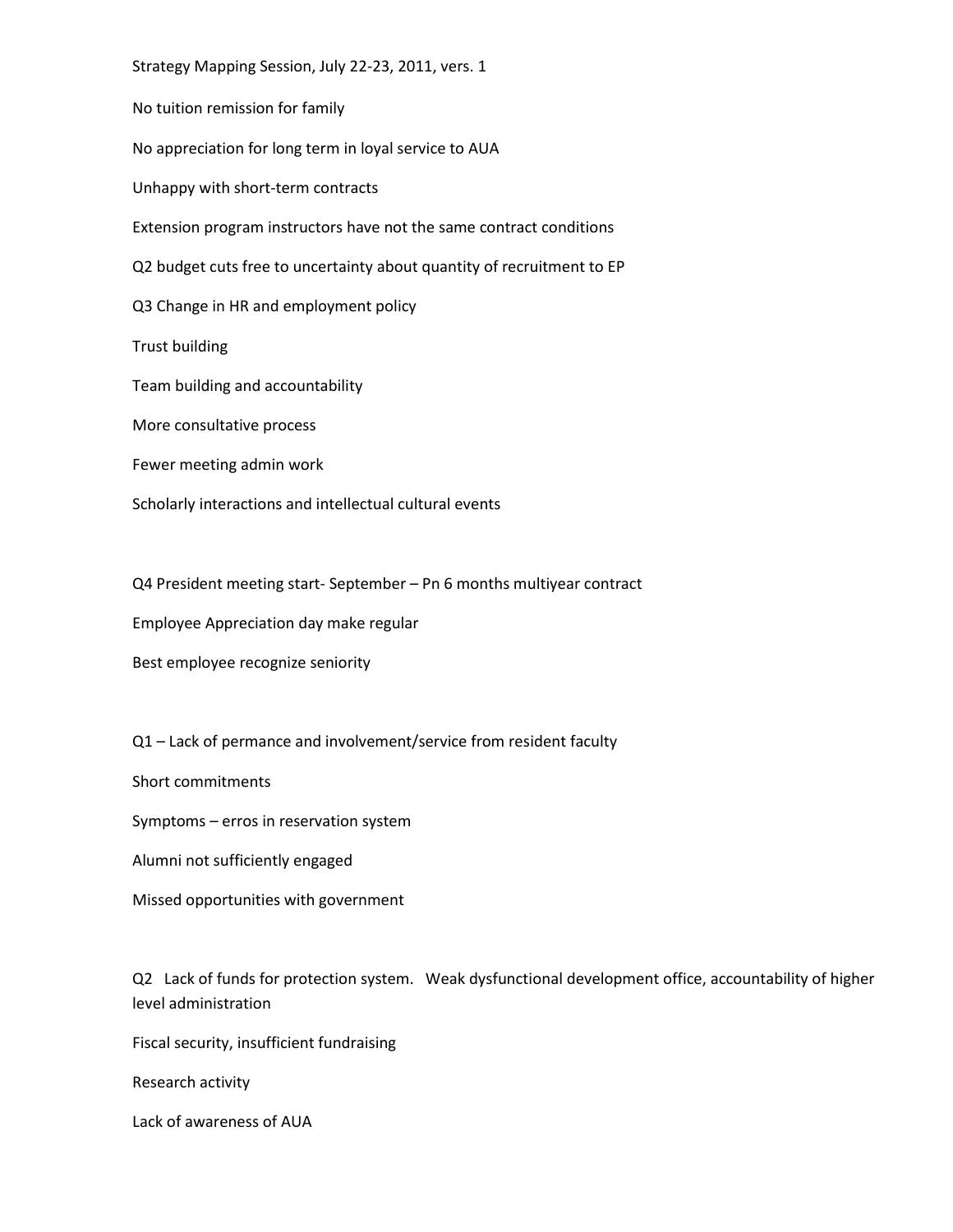Strategy Mapping Session, July 22-23, 2011, vers. 1

No tuition remission for family

No appreciation for long term in loyal service to AUA

Unhappy with short-term contracts

Extension program instructors have not the same contract conditions

Q2 budget cuts free to uncertainty about quantity of recruitment to EP

Q3 Change in HR and employment policy

Trust building

Team building and accountability

More consultative process

Fewer meeting admin work

Scholarly interactions and intellectual cultural events

Q4 President meeting start- September – Pn 6 months multiyear contract

Employee Appreciation day make regular

Best employee recognize seniority

Q1 – Lack of permance and involvement/service from resident faculty

Short commitments

Symptoms – erros in reservation system

Alumni not sufficiently engaged

Missed opportunities with government

Q2 Lack of funds for protection system. Weak dysfunctional development office, accountability of higher level administration

Fiscal security, insufficient fundraising

Research activity

Lack of awareness of AUA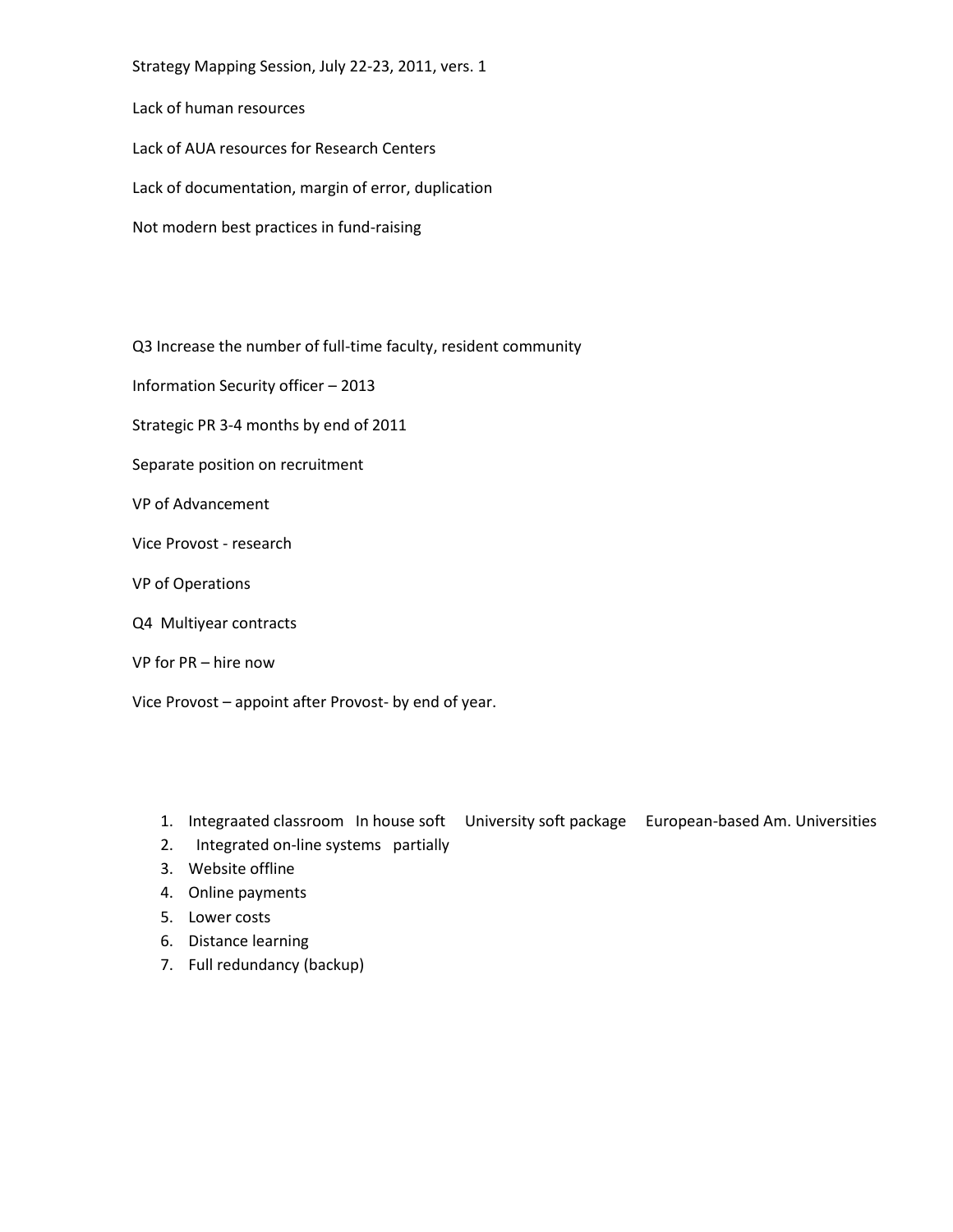Strategy Mapping Session, July 22-23, 2011, vers. 1

Lack of human resources

Lack of AUA resources for Research Centers

Lack of documentation, margin of error, duplication

Not modern best practices in fund-raising

Q3 Increase the number of full-time faculty, resident community

Information Security officer – 2013

Strategic PR 3-4 months by end of 2011

Separate position on recruitment

VP of Advancement

Vice Provost - research

VP of Operations

Q4 Multiyear contracts

VP for PR – hire now

Vice Provost – appoint after Provost- by end of year.

1. Integraated classroom In house soft University soft package European-based Am. Universities
2. Integrated on-line systems partially
3. Website offline
4. Online payments
5. Lower costs
6. Distance learning
7. Full redundancy (backup)